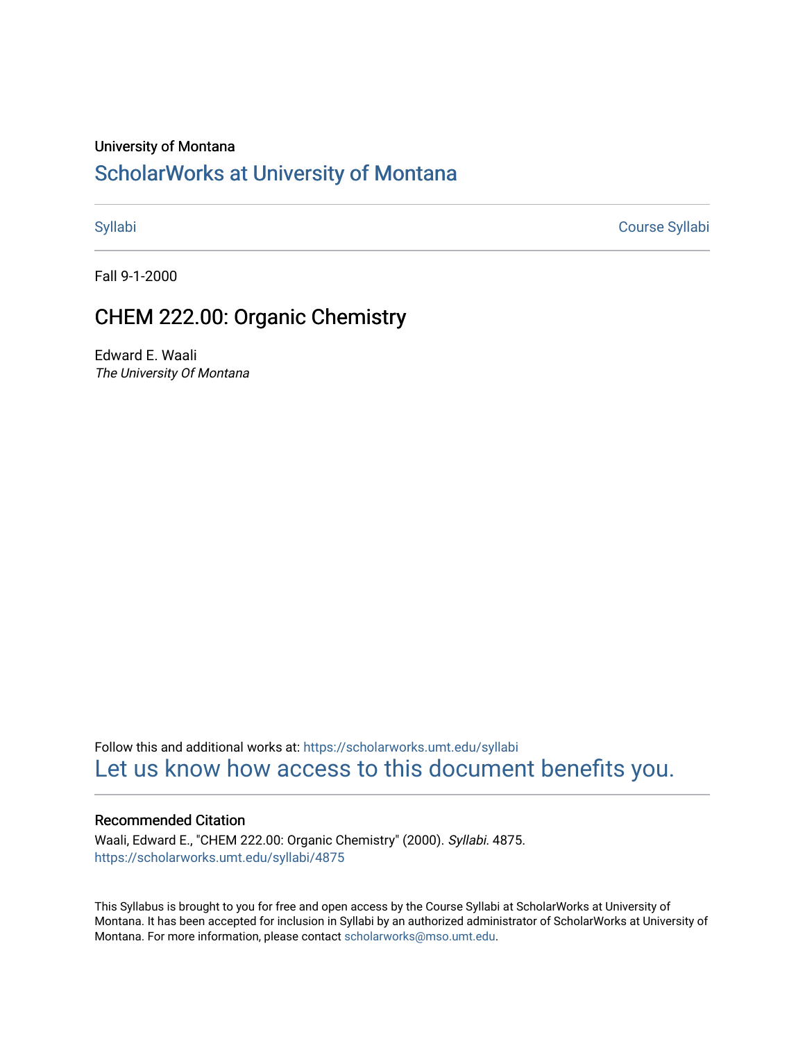University of Montana

# ScholarWorks at University of Montana

Syllabi | Course Syllabi

Fall 9-1-2000

## CHEM 222.00: Organic Chemistry

Edward E. Waali
*The University Of Montana*

Follow this and additional works at: https://scholarworks.umt.edu/syllabi
Let us know how access to this document benefits you.

### Recommended Citation

Waali, Edward E., "CHEM 222.00: Organic Chemistry" (2000). *Syllabi*. 4875.
https://scholarworks.umt.edu/syllabi/4875

This Syllabus is brought to you for free and open access by the Course Syllabi at ScholarWorks at University of Montana. It has been accepted for inclusion in Syllabi by an authorized administrator of ScholarWorks at University of Montana. For more information, please contact scholarworks@mso.umt.edu.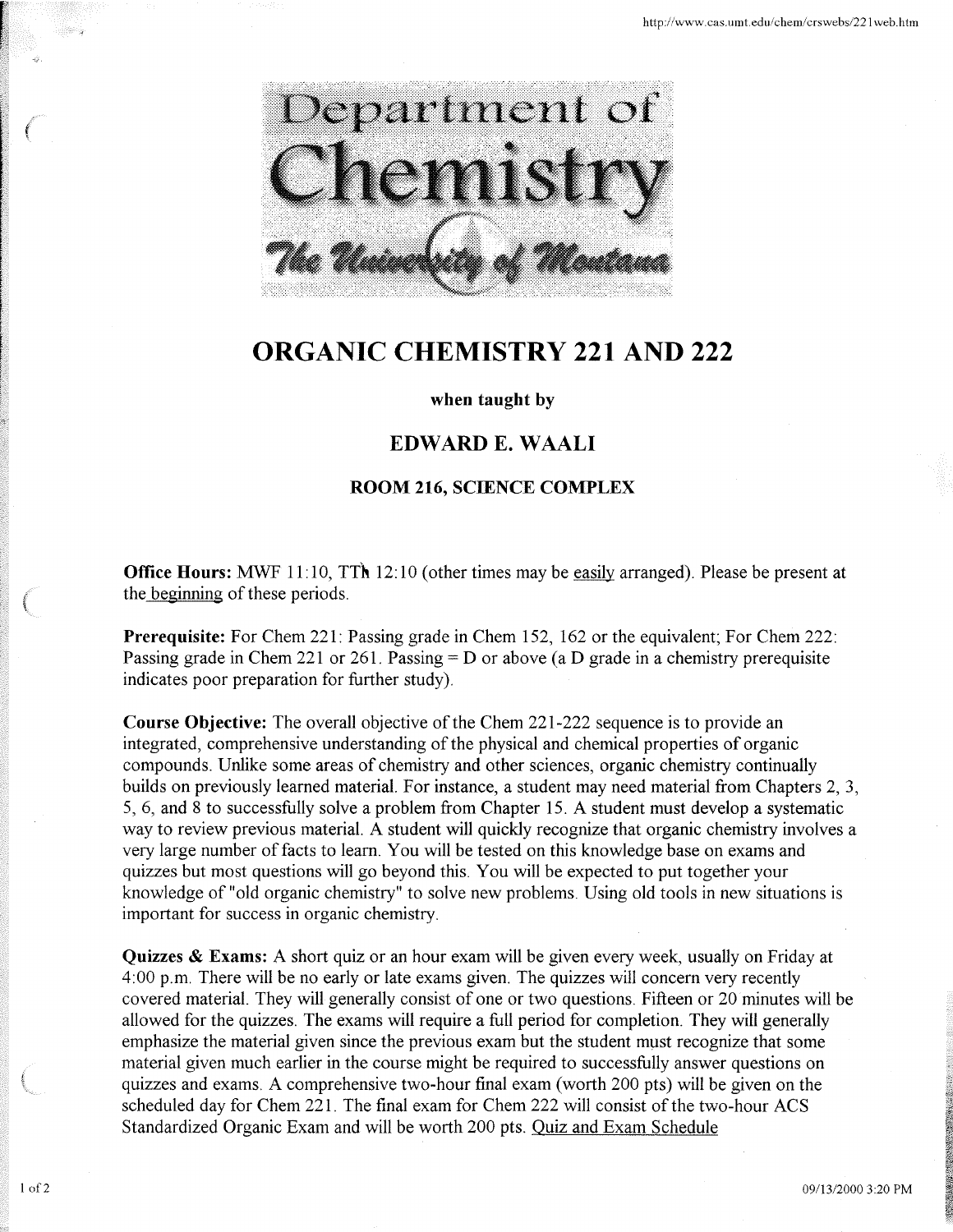# Department of Chemistry

*The University of Montana*

# ORGANIC CHEMISTRY 221 AND 222

**when taught by**

## EDWARD E. WAALI

**ROOM 216, SCIENCE COMPLEX**

**Office Hours:** MWF 11:10, TTh 12:10 (other times may be easily arranged). Please be present at the beginning of these periods.

**Prerequisite:** For Chem 221: Passing grade in Chem 152, 162 or the equivalent; For Chem 222: Passing grade in Chem 221 or 261. Passing = D or above (a D grade in a chemistry prerequisite indicates poor preparation for further study).

**Course Objective:** The overall objective of the Chem 221-222 sequence is to provide an integrated, comprehensive understanding of the physical and chemical properties of organic compounds. Unlike some areas of chemistry and other sciences, organic chemistry continually builds on previously learned material. For instance, a student may need material from Chapters 2, 3, 5, 6, and 8 to successfully solve a problem from Chapter 15. A student must develop a systematic way to review previous material. A student will quickly recognize that organic chemistry involves a very large number of facts to learn. You will be tested on this knowledge base on exams and quizzes but most questions will go beyond this. You will be expected to put together your knowledge of "old organic chemistry" to solve new problems. Using old tools in new situations is important for success in organic chemistry.

**Quizzes & Exams:** A short quiz or an hour exam will be given every week, usually on Friday at 4:00 p.m. There will be no early or late exams given. The quizzes will concern very recently covered material. They will generally consist of one or two questions. Fifteen or 20 minutes will be allowed for the quizzes. The exams will require a full period for completion. They will generally emphasize the material given since the previous exam but the student must recognize that some material given much earlier in the course might be required to successfully answer questions on quizzes and exams. A comprehensive two-hour final exam (worth 200 pts) will be given on the scheduled day for Chem 221. The final exam for Chem 222 will consist of the two-hour ACS Standardized Organic Exam and will be worth 200 pts. Quiz and Exam Schedule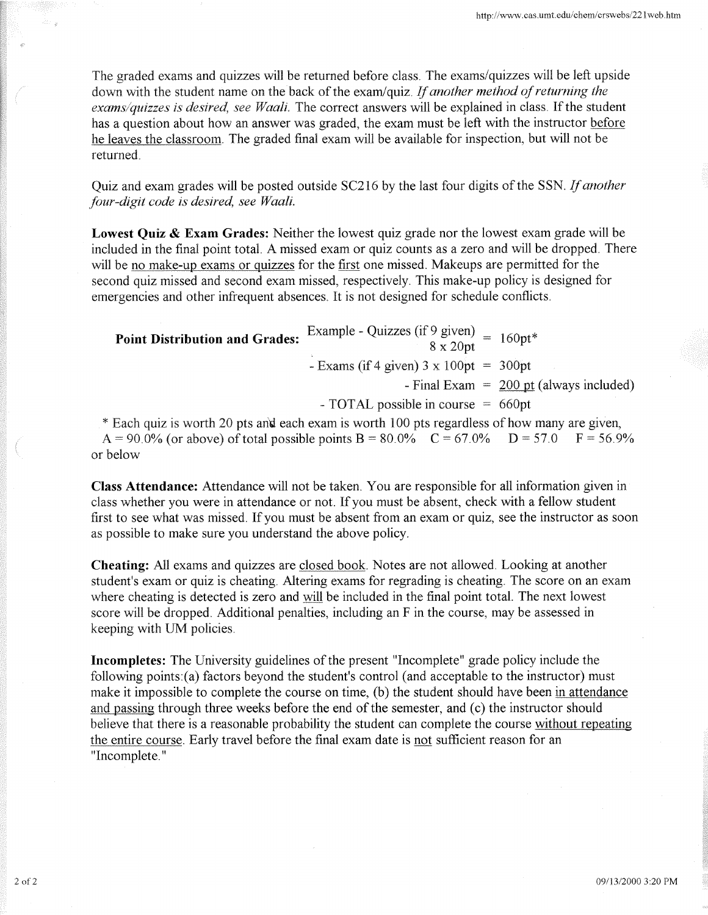The graded exams and quizzes will be returned before class. The exams/quizzes will be left upside down with the student name on the back of the exam/quiz. *If another method of returning the exams/quizzes is desired, see Waali.* The correct answers will be explained in class. If the student has a question about how an answer was graded, the exam must be left with the instructor before he leaves the classroom. The graded final exam will be available for inspection, but will not be returned.

Quiz and exam grades will be posted outside SC216 by the last four digits of the SSN. *If another four-digit code is desired, see Waali.*

**Lowest Quiz & Exam Grades:** Neither the lowest quiz grade nor the lowest exam grade will be included in the final point total. A missed exam or quiz counts as a zero and will be dropped. There will be no make-up exams or quizzes for the first one missed. Makeups are permitted for the second quiz missed and second exam missed, respectively. This make-up policy is designed for emergencies and other infrequent absences. It is not designed for schedule conflicts.

**Point Distribution and Grades:**

| | | |
|---|---|---|
| Example - Quizzes (if 9 given) 8 x 20pt | = | 160pt* |
| - Exams (if 4 given) 3 x 100pt | = | 300pt |
| - Final Exam | = | 200 pt (always included) |
| - TOTAL possible in course | = | 660pt |

\* Each quiz is worth 20 pts and each exam is worth 100 pts regardless of how many are given,
A = 90.0% (or above) of total possible points B = 80.0% C = 67.0% D = 57.0 F = 56.9% or below

**Class Attendance:** Attendance will not be taken. You are responsible for all information given in class whether you were in attendance or not. If you must be absent, check with a fellow student first to see what was missed. If you must be absent from an exam or quiz, see the instructor as soon as possible to make sure you understand the above policy.

**Cheating:** All exams and quizzes are closed book. Notes are not allowed. Looking at another student's exam or quiz is cheating. Altering exams for regrading is cheating. The score on an exam where cheating is detected is zero and will be included in the final point total. The next lowest score will be dropped. Additional penalties, including an F in the course, may be assessed in keeping with UM policies.

**Incompletes:** The University guidelines of the present "Incomplete" grade policy include the following points:(a) factors beyond the student's control (and acceptable to the instructor) must make it impossible to complete the course on time, (b) the student should have been in attendance and passing through three weeks before the end of the semester, and (c) the instructor should believe that there is a reasonable probability the student can complete the course without repeating the entire course. Early travel before the final exam date is not sufficient reason for an "Incomplete."